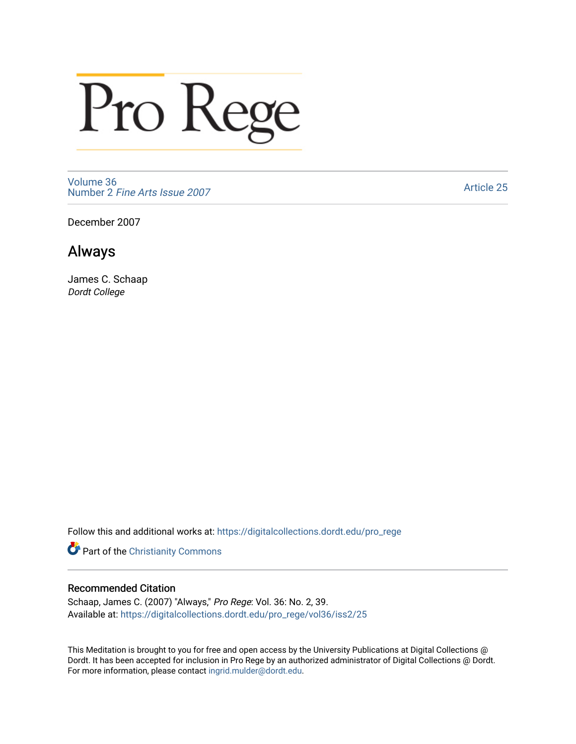# Pro Rege

Volume 36
Number 2 *Fine Arts Issue 2007*

Article 25

December 2007

## Always

James C. Schaap
*Dordt College*

Follow this and additional works at: https://digitalcollections.dordt.edu/pro_rege

Part of the Christianity Commons

### Recommended Citation

Schaap, James C. (2007) "Always," *Pro Rege*: Vol. 36: No. 2, 39.
Available at: https://digitalcollections.dordt.edu/pro_rege/vol36/iss2/25

This Meditation is brought to you for free and open access by the University Publications at Digital Collections @ Dordt. It has been accepted for inclusion in Pro Rege by an authorized administrator of Digital Collections @ Dordt. For more information, please contact ingrid.mulder@dordt.edu.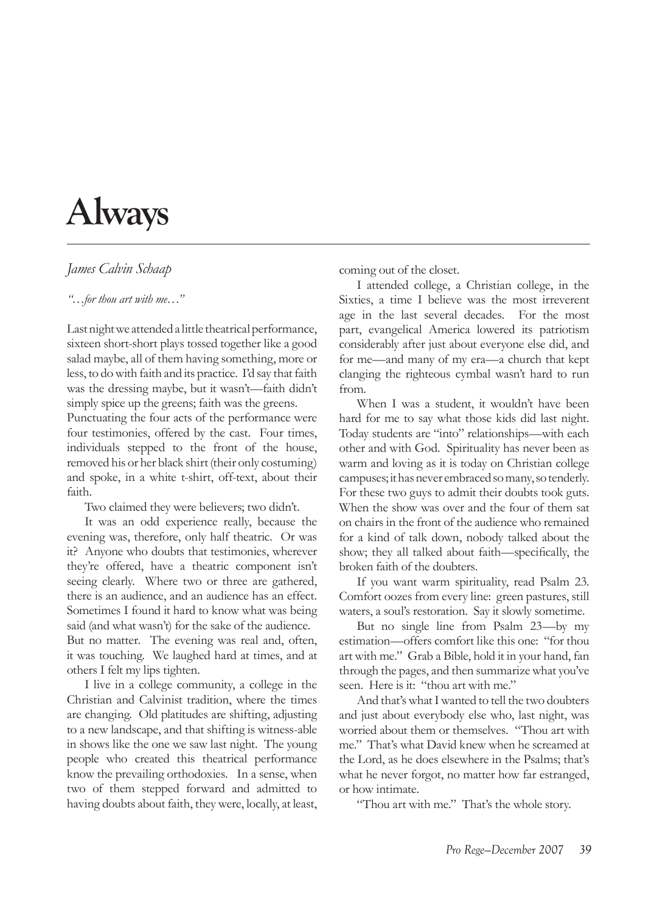# Always

*James Calvin Schaap*

*"…for thou art with me…"*

Last night we attended a little theatrical performance, sixteen short-short plays tossed together like a good salad maybe, all of them having something, more or less, to do with faith and its practice. I'd say that faith was the dressing maybe, but it wasn't—faith didn't simply spice up the greens; faith was the greens.

Punctuating the four acts of the performance were four testimonies, offered by the cast. Four times, individuals stepped to the front of the house, removed his or her black shirt (their only costuming) and spoke, in a white t-shirt, off-text, about their faith.

Two claimed they were believers; two didn't.

It was an odd experience really, because the evening was, therefore, only half theatric. Or was it? Anyone who doubts that testimonies, wherever they're offered, have a theatric component isn't seeing clearly. Where two or three are gathered, there is an audience, and an audience has an effect. Sometimes I found it hard to know what was being said (and what wasn't) for the sake of the audience.

But no matter. The evening was real and, often, it was touching. We laughed hard at times, and at others I felt my lips tighten.

I live in a college community, a college in the Christian and Calvinist tradition, where the times are changing. Old platitudes are shifting, adjusting to a new landscape, and that shifting is witness-able in shows like the one we saw last night. The young people who created this theatrical performance know the prevailing orthodoxies. In a sense, when two of them stepped forward and admitted to having doubts about faith, they were, locally, at least, coming out of the closet.

I attended college, a Christian college, in the Sixties, a time I believe was the most irreverent age in the last several decades. For the most part, evangelical America lowered its patriotism considerably after just about everyone else did, and for me—and many of my era—a church that kept clanging the righteous cymbal wasn't hard to run from.

When I was a student, it wouldn't have been hard for me to say what those kids did last night. Today students are "into" relationships—with each other and with God. Spirituality has never been as warm and loving as it is today on Christian college campuses; it has never embraced so many, so tenderly. For these two guys to admit their doubts took guts. When the show was over and the four of them sat on chairs in the front of the audience who remained for a kind of talk down, nobody talked about the show; they all talked about faith—specifically, the broken faith of the doubters.

If you want warm spirituality, read Psalm 23. Comfort oozes from every line: green pastures, still waters, a soul's restoration. Say it slowly sometime.

But no single line from Psalm 23—by my estimation—offers comfort like this one: "for thou art with me." Grab a Bible, hold it in your hand, fan through the pages, and then summarize what you've seen. Here is it: "thou art with me."

And that's what I wanted to tell the two doubters and just about everybody else who, last night, was worried about them or themselves. "Thou art with me." That's what David knew when he screamed at the Lord, as he does elsewhere in the Psalms; that's what he never forgot, no matter how far estranged, or how intimate.

"Thou art with me." That's the whole story.